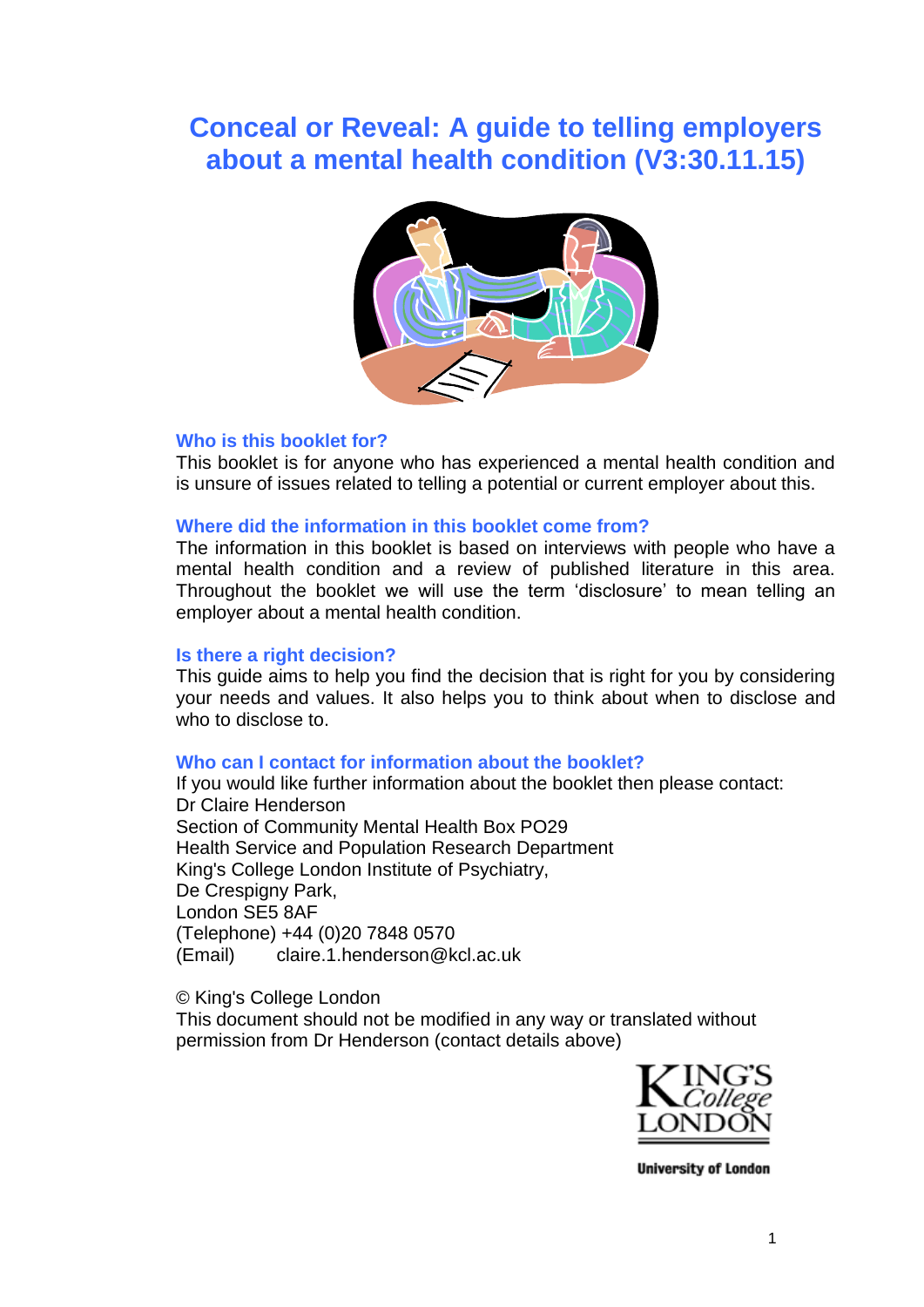# Conceal or Reveal: A guide to telling employers about a mental health condition (V3:30.11.15)

### Who is this booklet for?

This booklet is for anyone who has experienced a mental health condition and is unsure of issues related to telling a potential or current employer about this.

### Where did the information in this booklet come from?

The information in this booklet is based on interviews with people who have a mental health condition and a review of published literature in this area. Throughout the booklet we will use the term 'disclosure' to mean telling an employer about a mental health condition.

### Is there a right decision?

This guide aims to help you find the decision that is right for you by considering your needs and values. It also helps you to think about when to disclose and who to disclose to.

### Who can I contact for information about the booklet?

If you would like further information about the booklet then please contact:
Dr Claire Henderson
Section of Community Mental Health Box PO29
Health Service and Population Research Department
King's College London Institute of Psychiatry,
De Crespigny Park,
London SE5 8AF
(Telephone) +44 (0)20 7848 0570
(Email) claire.1.henderson@kcl.ac.uk

© King's College London
This document should not be modified in any way or translated without permission from Dr Henderson (contact details above)

KING'S College LONDON
University of London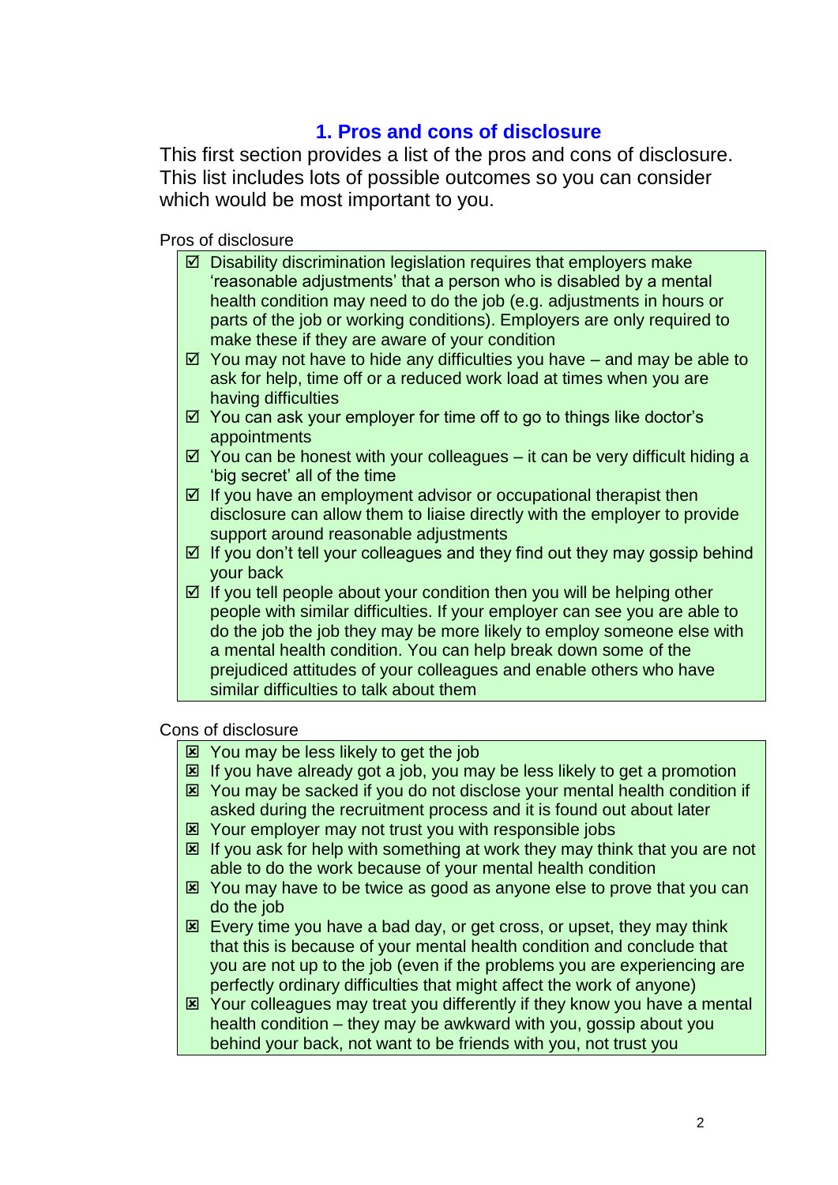## 1. Pros and cons of disclosure

This first section provides a list of the pros and cons of disclosure. This list includes lots of possible outcomes so you can consider which would be most important to you.

Pros of disclosure

- ☑ Disability discrimination legislation requires that employers make 'reasonable adjustments' that a person who is disabled by a mental health condition may need to do the job (e.g. adjustments in hours or parts of the job or working conditions). Employers are only required to make these if they are aware of your condition
- ☑ You may not have to hide any difficulties you have – and may be able to ask for help, time off or a reduced work load at times when you are having difficulties
- ☑ You can ask your employer for time off to go to things like doctor's appointments
- ☑ You can be honest with your colleagues – it can be very difficult hiding a 'big secret' all of the time
- ☑ If you have an employment advisor or occupational therapist then disclosure can allow them to liaise directly with the employer to provide support around reasonable adjustments
- ☑ If you don't tell your colleagues and they find out they may gossip behind your back
- ☑ If you tell people about your condition then you will be helping other people with similar difficulties. If your employer can see you are able to do the job the job they may be more likely to employ someone else with a mental health condition. You can help break down some of the prejudiced attitudes of your colleagues and enable others who have similar difficulties to talk about them

Cons of disclosure

- ☒ You may be less likely to get the job
- ☒ If you have already got a job, you may be less likely to get a promotion
- ☒ You may be sacked if you do not disclose your mental health condition if asked during the recruitment process and it is found out about later
- ☒ Your employer may not trust you with responsible jobs
- ☒ If you ask for help with something at work they may think that you are not able to do the work because of your mental health condition
- ☒ You may have to be twice as good as anyone else to prove that you can do the job
- ☒ Every time you have a bad day, or get cross, or upset, they may think that this is because of your mental health condition and conclude that you are not up to the job (even if the problems you are experiencing are perfectly ordinary difficulties that might affect the work of anyone)
- ☒ Your colleagues may treat you differently if they know you have a mental health condition – they may be awkward with you, gossip about you behind your back, not want to be friends with you, not trust you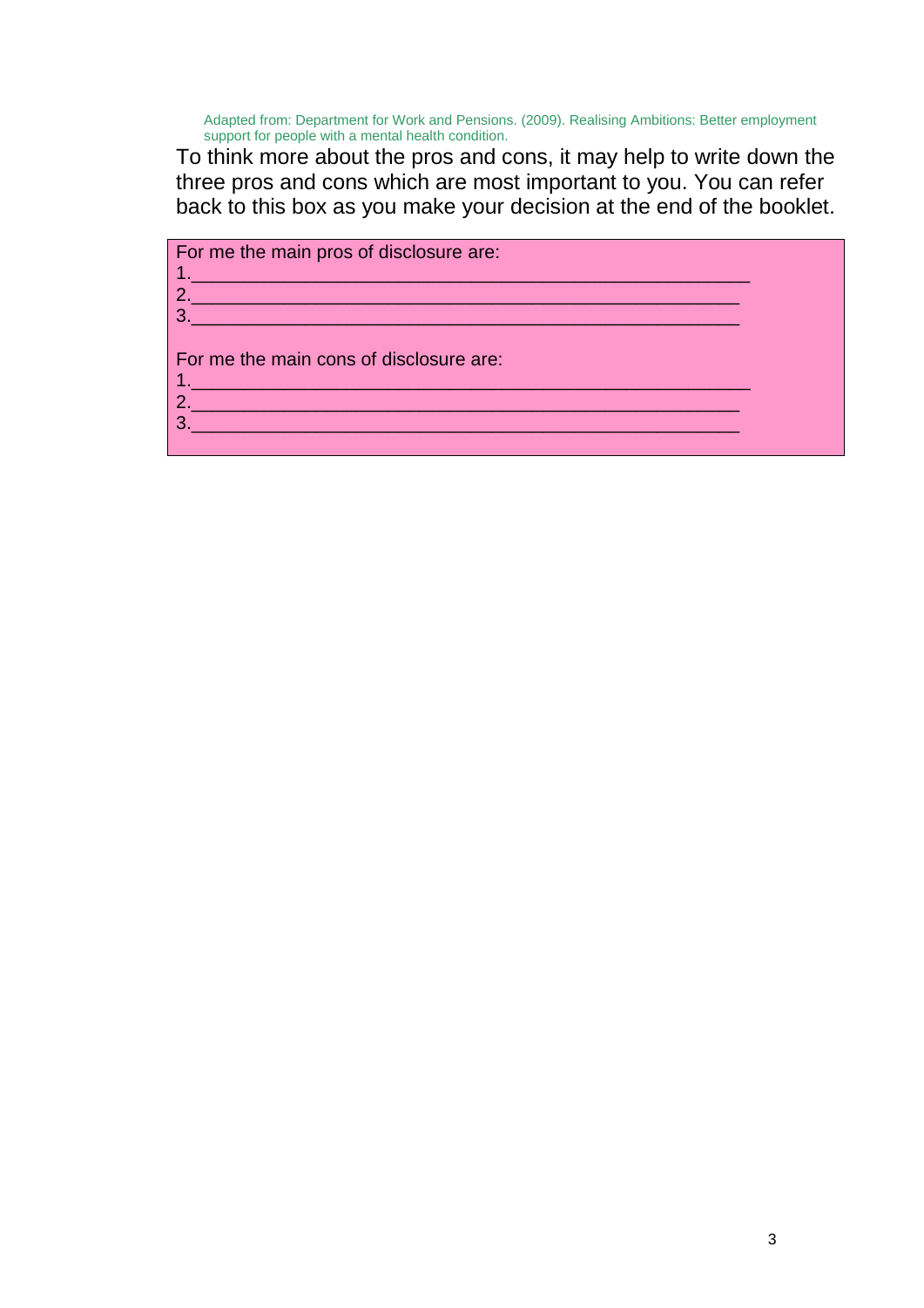Adapted from: Department for Work and Pensions. (2009). Realising Ambitions: Better employment support for people with a mental health condition.

To think more about the pros and cons, it may help to write down the three pros and cons which are most important to you. You can refer back to this box as you make your decision at the end of the booklet.

For me the main pros of disclosure are:

1.______________________________________________________

2.______________________________________________________

3.______________________________________________________

For me the main cons of disclosure are:

1.______________________________________________________

2.______________________________________________________

3.______________________________________________________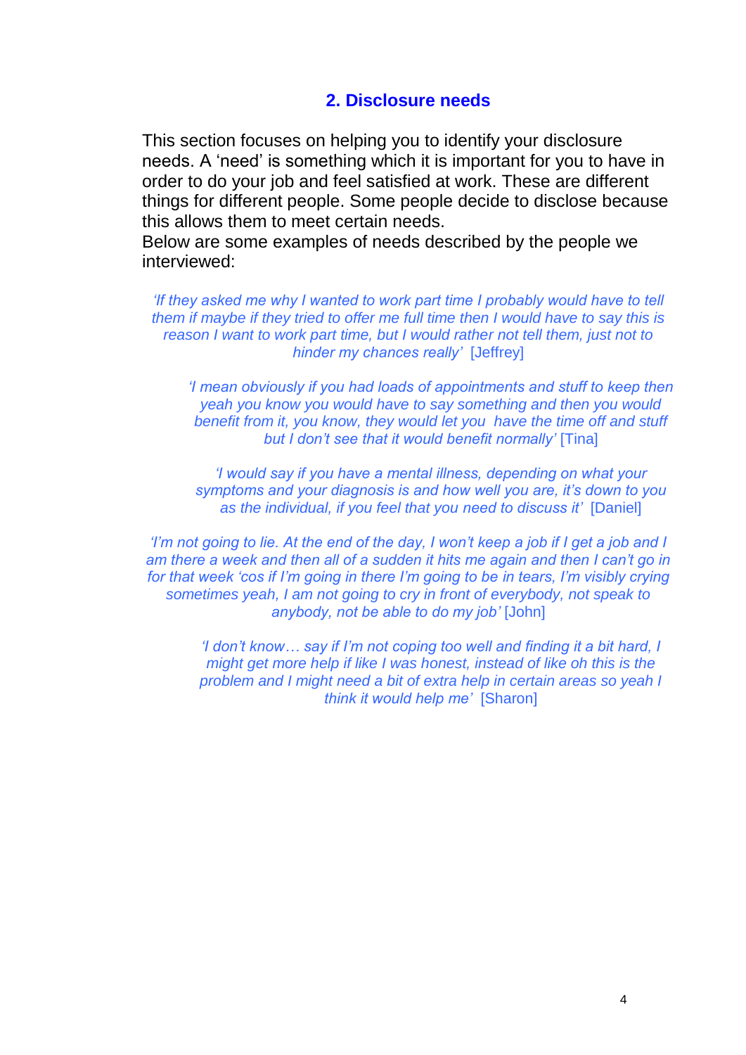## 2. Disclosure needs

This section focuses on helping you to identify your disclosure needs. A 'need' is something which it is important for you to have in order to do your job and feel satisfied at work. These are different things for different people. Some people decide to disclose because this allows them to meet certain needs.
Below are some examples of needs described by the people we interviewed:

*'If they asked me why I wanted to work part time I probably would have to tell them if maybe if they tried to offer me full time then I would have to say this is reason I want to work part time, but I would rather not tell them, just not to hinder my chances really'* [Jeffrey]

*'I mean obviously if you had loads of appointments and stuff to keep then yeah you know you would have to say something and then you would benefit from it, you know, they would let you have the time off and stuff but I don't see that it would benefit normally'* [Tina]

*'I would say if you have a mental illness, depending on what your symptoms and your diagnosis is and how well you are, it's down to you as the individual, if you feel that you need to discuss it'* [Daniel]

*'I'm not going to lie. At the end of the day, I won't keep a job if I get a job and I am there a week and then all of a sudden it hits me again and then I can't go in for that week 'cos if I'm going in there I'm going to be in tears, I'm visibly crying sometimes yeah, I am not going to cry in front of everybody, not speak to anybody, not be able to do my job'* [John]

*'I don't know… say if I'm not coping too well and finding it a bit hard, I might get more help if like I was honest, instead of like oh this is the problem and I might need a bit of extra help in certain areas so yeah I think it would help me'* [Sharon]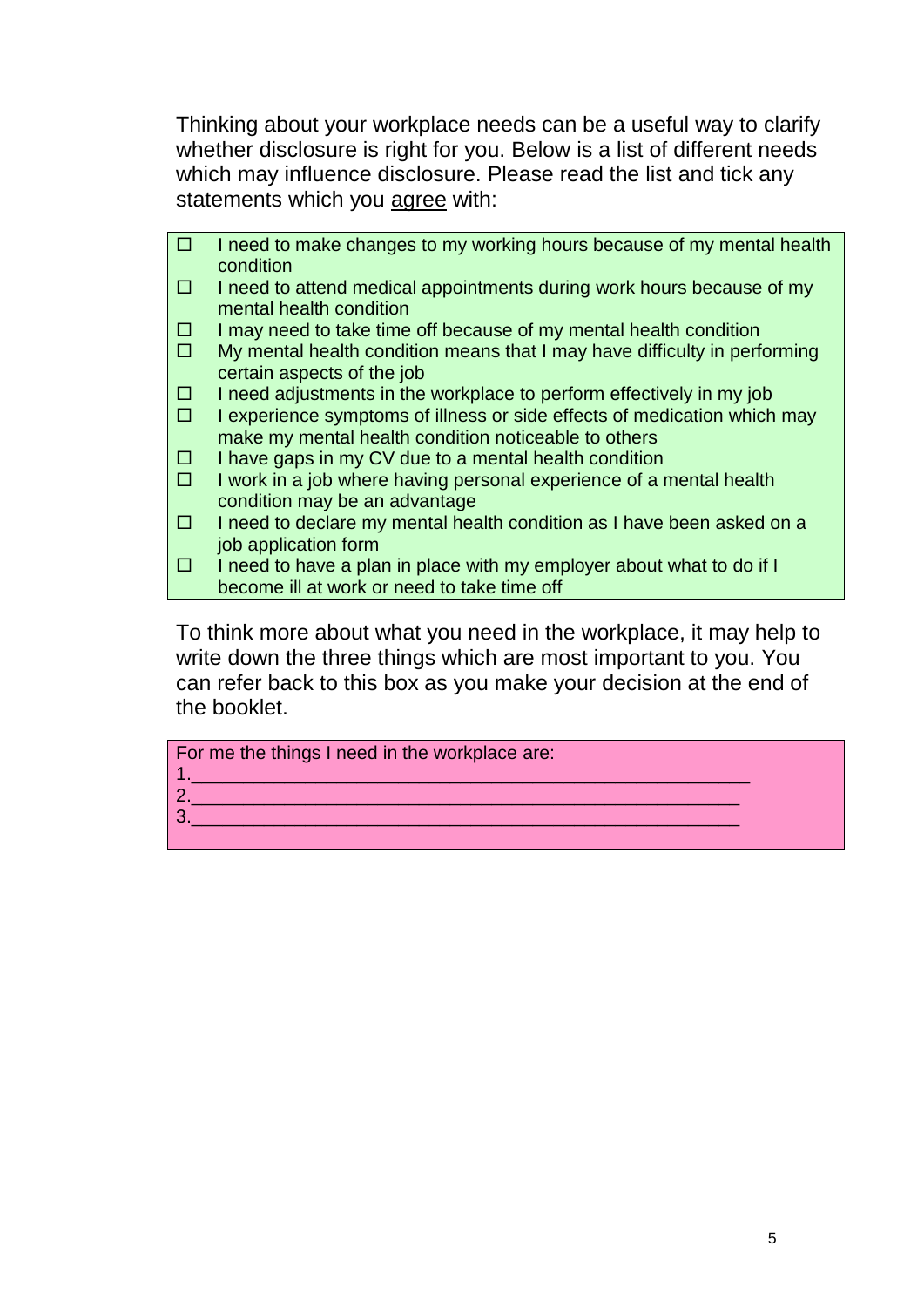Thinking about your workplace needs can be a useful way to clarify whether disclosure is right for you. Below is a list of different needs which may influence disclosure. Please read the list and tick any statements which you <u>agree</u> with:

- ☐ I need to make changes to my working hours because of my mental health condition
- ☐ I need to attend medical appointments during work hours because of my mental health condition
- ☐ I may need to take time off because of my mental health condition
- ☐ My mental health condition means that I may have difficulty in performing certain aspects of the job
- ☐ I need adjustments in the workplace to perform effectively in my job
- ☐ I experience symptoms of illness or side effects of medication which may make my mental health condition noticeable to others
- ☐ I have gaps in my CV due to a mental health condition
- ☐ I work in a job where having personal experience of a mental health condition may be an advantage
- ☐ I need to declare my mental health condition as I have been asked on a job application form
- ☐ I need to have a plan in place with my employer about what to do if I become ill at work or need to take time off

To think more about what you need in the workplace, it may help to write down the three things which are most important to you. You can refer back to this box as you make your decision at the end of the booklet.

For me the things I need in the workplace are:

1.________________________________________________________

2.________________________________________________________

3.________________________________________________________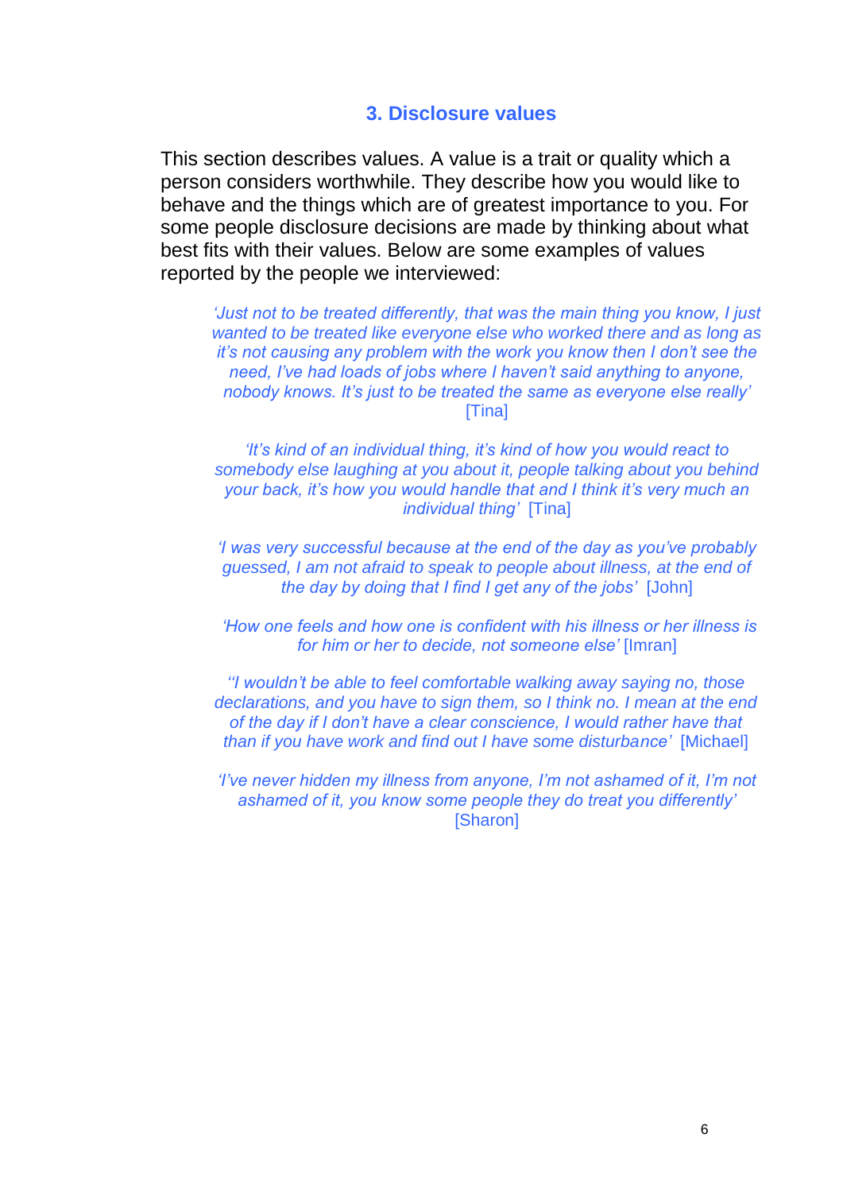## 3. Disclosure values

This section describes values. A value is a trait or quality which a person considers worthwhile. They describe how you would like to behave and the things which are of greatest importance to you. For some people disclosure decisions are made by thinking about what best fits with their values. Below are some examples of values reported by the people we interviewed:

> *'Just not to be treated differently, that was the main thing you know, I just wanted to be treated like everyone else who worked there and as long as it's not causing any problem with the work you know then I don't see the need, I've had loads of jobs where I haven't said anything to anyone, nobody knows. It's just to be treated the same as everyone else really'* [Tina]

> *'It's kind of an individual thing, it's kind of how you would react to somebody else laughing at you about it, people talking about you behind your back, it's how you would handle that and I think it's very much an individual thing'* [Tina]

> *'I was very successful because at the end of the day as you've probably guessed, I am not afraid to speak to people about illness, at the end of the day by doing that I find I get any of the jobs'* [John]

> *'How one feels and how one is confident with his illness or her illness is for him or her to decide, not someone else'* [Imran]

> *''I wouldn't be able to feel comfortable walking away saying no, those declarations, and you have to sign them, so I think no. I mean at the end of the day if I don't have a clear conscience, I would rather have that than if you have work and find out I have some disturbance'* [Michael]

> *'I've never hidden my illness from anyone, I'm not ashamed of it, I'm not ashamed of it, you know some people they do treat you differently'* [Sharon]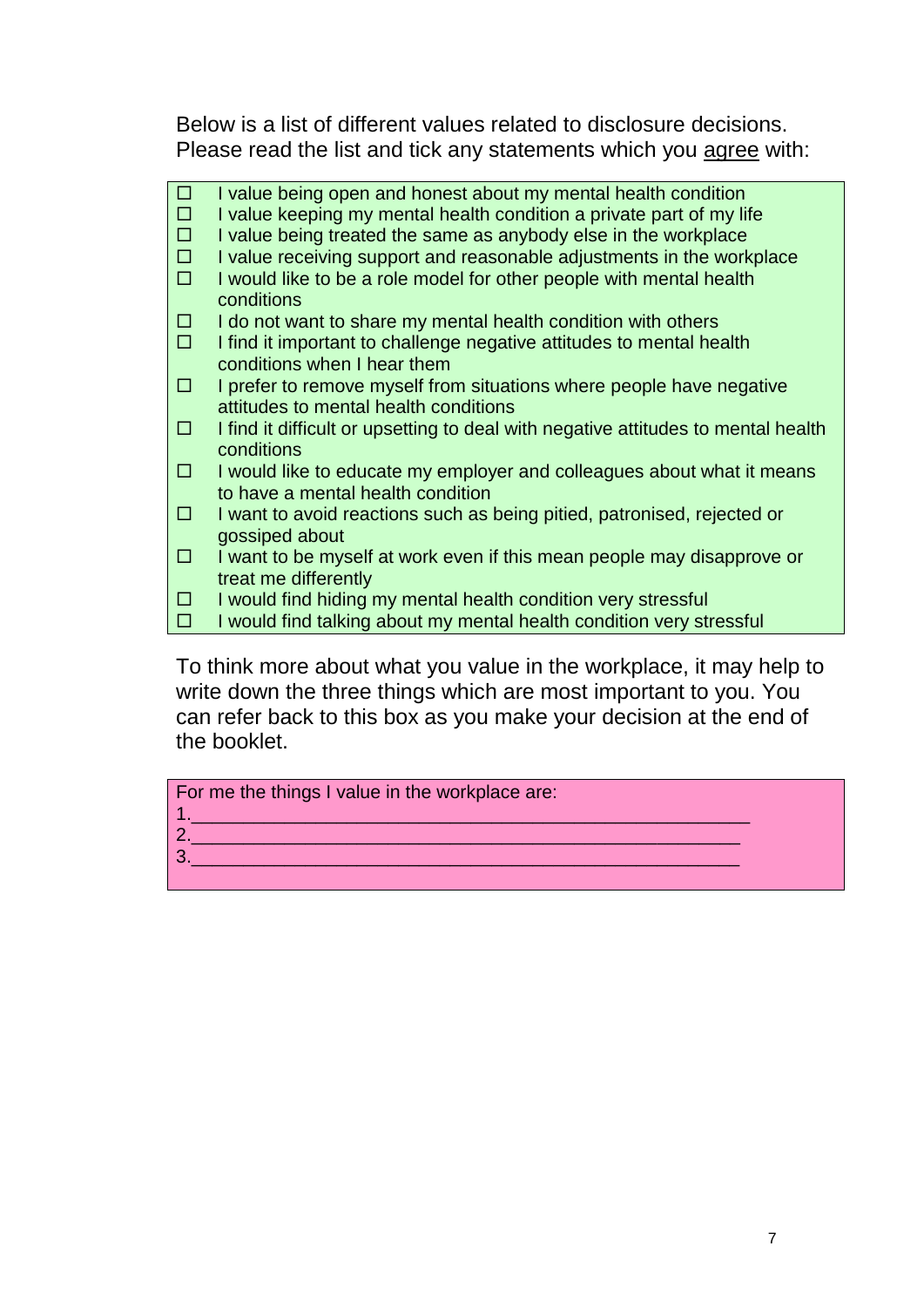Below is a list of different values related to disclosure decisions. Please read the list and tick any statements which you <u>agree</u> with:

- ☐ I value being open and honest about my mental health condition
- ☐ I value keeping my mental health condition a private part of my life
- ☐ I value being treated the same as anybody else in the workplace
- ☐ I value receiving support and reasonable adjustments in the workplace
- ☐ I would like to be a role model for other people with mental health conditions
- ☐ I do not want to share my mental health condition with others
- ☐ I find it important to challenge negative attitudes to mental health conditions when I hear them
- ☐ I prefer to remove myself from situations where people have negative attitudes to mental health conditions
- ☐ I find it difficult or upsetting to deal with negative attitudes to mental health conditions
- ☐ I would like to educate my employer and colleagues about what it means to have a mental health condition
- ☐ I want to avoid reactions such as being pitied, patronised, rejected or gossiped about
- ☐ I want to be myself at work even if this mean people may disapprove or treat me differently
- ☐ I would find hiding my mental health condition very stressful
- ☐ I would find talking about my mental health condition very stressful

To think more about what you value in the workplace, it may help to write down the three things which are most important to you. You can refer back to this box as you make your decision at the end of the booklet.

For me the things I value in the workplace are:

1.______________________________________________________

2.______________________________________________________

3.______________________________________________________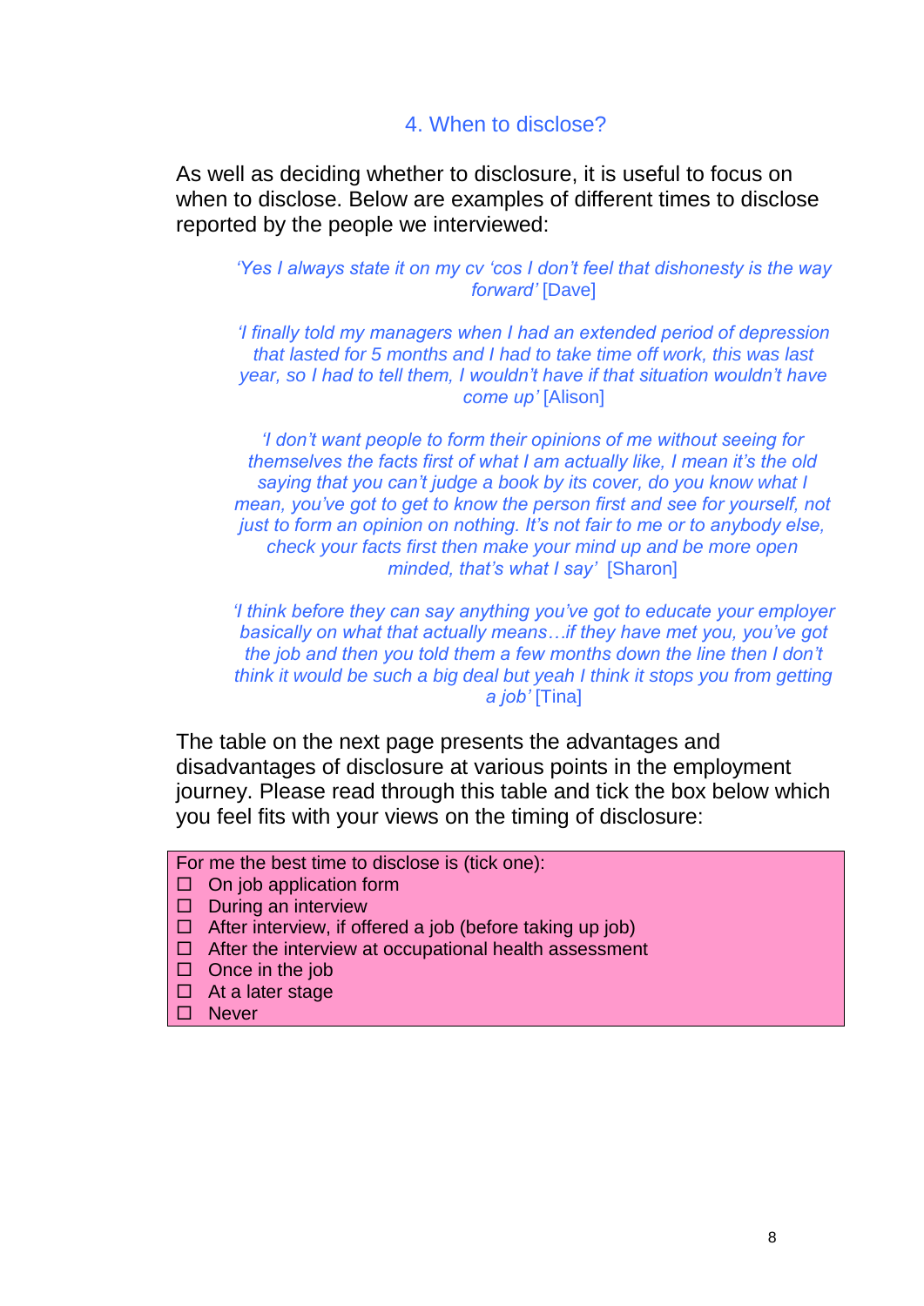## 4. When to disclose?

As well as deciding whether to disclosure, it is useful to focus on when to disclose. Below are examples of different times to disclose reported by the people we interviewed:

> *'Yes I always state it on my cv 'cos I don't feel that dishonesty is the way forward'* [Dave]

> *'I finally told my managers when I had an extended period of depression that lasted for 5 months and I had to take time off work, this was last year, so I had to tell them, I wouldn't have if that situation wouldn't have come up'* [Alison]

> *'I don't want people to form their opinions of me without seeing for themselves the facts first of what I am actually like, I mean it's the old saying that you can't judge a book by its cover, do you know what I mean, you've got to get to know the person first and see for yourself, not just to form an opinion on nothing. It's not fair to me or to anybody else, check your facts first then make your mind up and be more open minded, that's what I say'* [Sharon]

> *'I think before they can say anything you've got to educate your employer basically on what that actually means…if they have met you, you've got the job and then you told them a few months down the line then I don't think it would be such a big deal but yeah I think it stops you from getting a job'* [Tina]

The table on the next page presents the advantages and disadvantages of disclosure at various points in the employment journey. Please read through this table and tick the box below which you feel fits with your views on the timing of disclosure:

For me the best time to disclose is (tick one):

- ☐ On job application form
- ☐ During an interview
- ☐ After interview, if offered a job (before taking up job)
- ☐ After the interview at occupational health assessment
- ☐ Once in the job
- ☐ At a later stage
- ☐ Never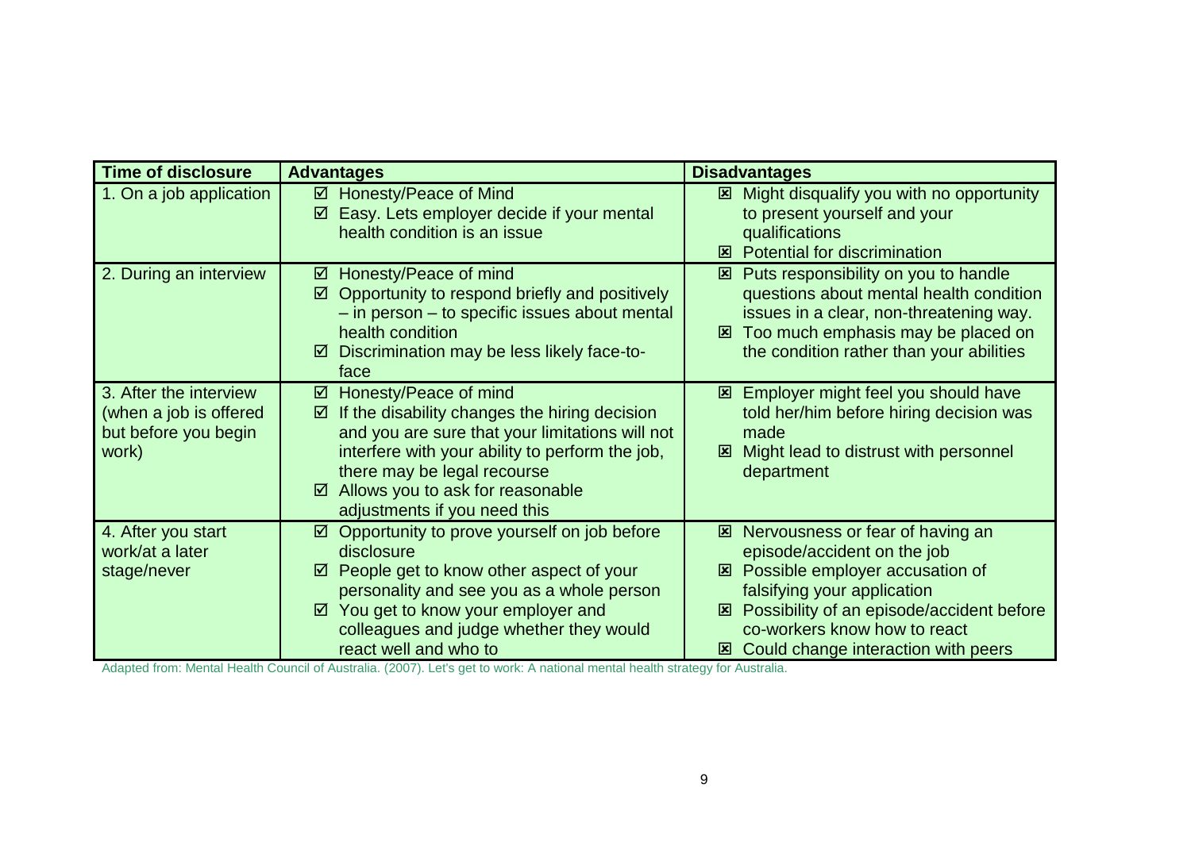| Time of disclosure | Advantages | Disadvantages |
|---|---|---|
| 1. On a job application | ☑ Honesty/Peace of Mind<br>☑ Easy. Lets employer decide if your mental health condition is an issue | ☒ Might disqualify you with no opportunity to present yourself and your qualifications<br>☒ Potential for discrimination |
| 2. During an interview | ☑ Honesty/Peace of mind<br>☑ Opportunity to respond briefly and positively – in person – to specific issues about mental health condition<br>☑ Discrimination may be less likely face-to-face | ☒ Puts responsibility on you to handle questions about mental health condition issues in a clear, non-threatening way.<br>☒ Too much emphasis may be placed on the condition rather than your abilities |
| 3. After the interview (when a job is offered but before you begin work) | ☑ Honesty/Peace of mind<br>☑ If the disability changes the hiring decision and you are sure that your limitations will not interfere with your ability to perform the job, there may be legal recourse<br>☑ Allows you to ask for reasonable adjustments if you need this | ☒ Employer might feel you should have told her/him before hiring decision was made<br>☒ Might lead to distrust with personnel department |
| 4. After you start work/at a later stage/never | ☑ Opportunity to prove yourself on job before disclosure<br>☑ People get to know other aspect of your personality and see you as a whole person<br>☑ You get to know your employer and colleagues and judge whether they would react well and who to | ☒ Nervousness or fear of having an episode/accident on the job<br>☒ Possible employer accusation of falsifying your application<br>☒ Possibility of an episode/accident before co-workers know how to react<br>☒ Could change interaction with peers |

Adapted from: Mental Health Council of Australia. (2007). Let's get to work: A national mental health strategy for Australia.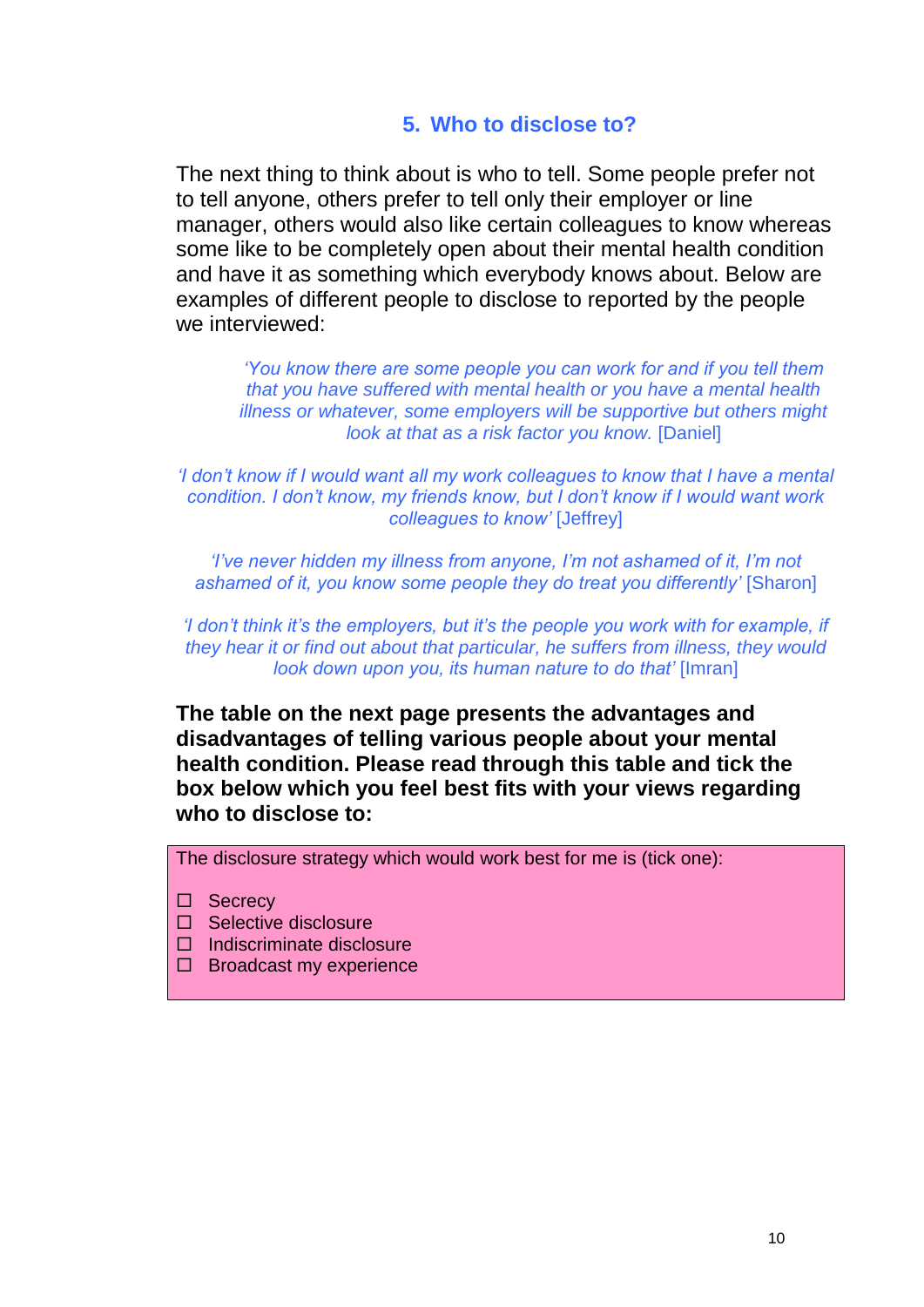## 5. Who to disclose to?

The next thing to think about is who to tell. Some people prefer not to tell anyone, others prefer to tell only their employer or line manager, others would also like certain colleagues to know whereas some like to be completely open about their mental health condition and have it as something which everybody knows about. Below are examples of different people to disclose to reported by the people we interviewed:

> *'You know there are some people you can work for and if you tell them that you have suffered with mental health or you have a mental health illness or whatever, some employers will be supportive but others might look at that as a risk factor you know.* [Daniel]

> *'I don't know if I would want all my work colleagues to know that I have a mental condition. I don't know, my friends know, but I don't know if I would want work colleagues to know'* [Jeffrey]

> *'I've never hidden my illness from anyone, I'm not ashamed of it, I'm not ashamed of it, you know some people they do treat you differently'* [Sharon]

> *'I don't think it's the employers, but it's the people you work with for example, if they hear it or find out about that particular, he suffers from illness, they would look down upon you, its human nature to do that'* [Imran]

**The table on the next page presents the advantages and disadvantages of telling various people about your mental health condition. Please read through this table and tick the box below which you feel best fits with your views regarding who to disclose to:**

The disclosure strategy which would work best for me is (tick one):

- ☐ Secrecy
- ☐ Selective disclosure
- ☐ Indiscriminate disclosure
- ☐ Broadcast my experience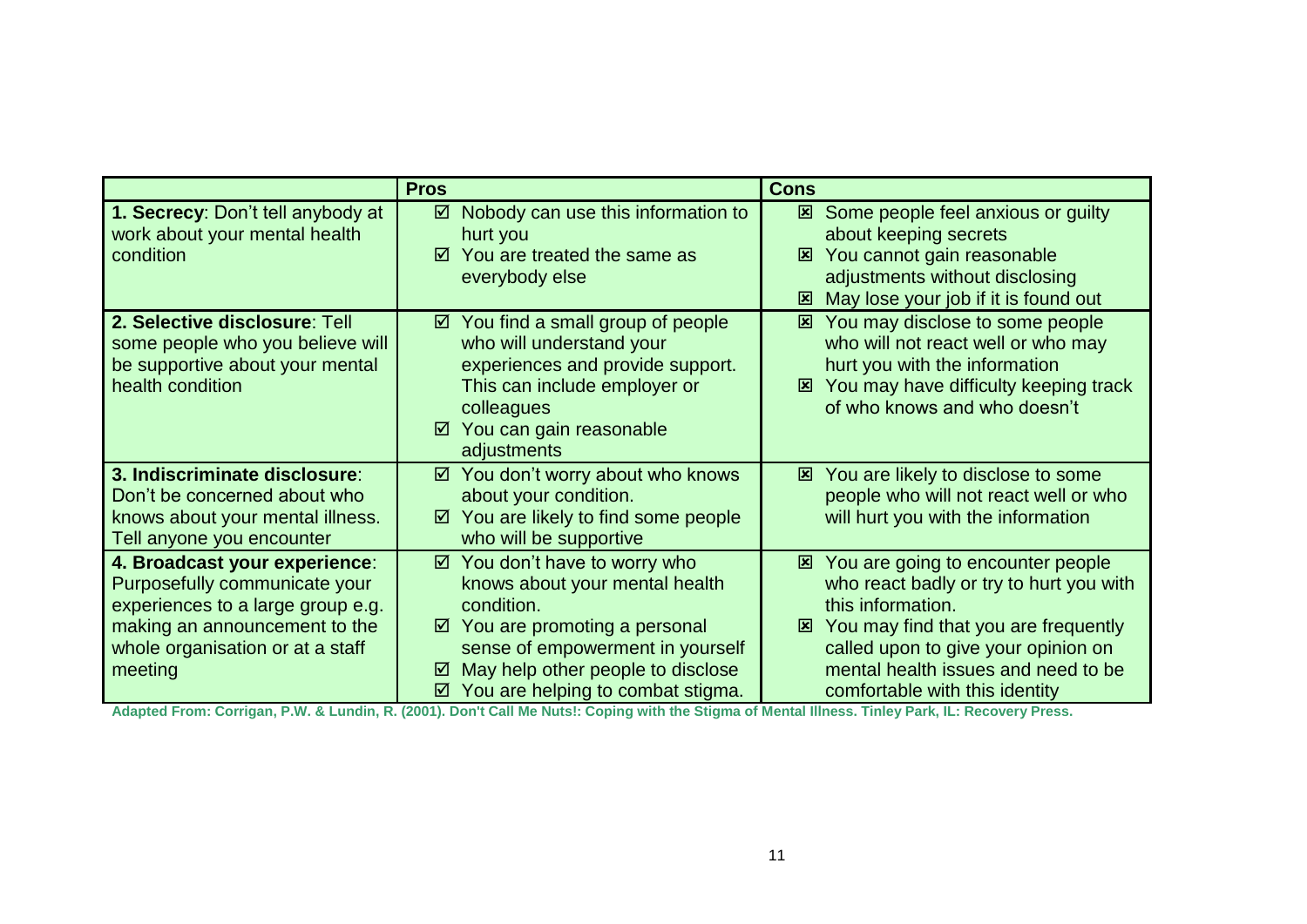| | Pros | Cons |
|---|---|---|
| **1. Secrecy**: Don't tell anybody at work about your mental health condition | ☑ Nobody can use this information to hurt you<br>☑ You are treated the same as everybody else | ☒ Some people feel anxious or guilty about keeping secrets<br>☒ You cannot gain reasonable adjustments without disclosing<br>☒ May lose your job if it is found out |
| **2. Selective disclosure**: Tell some people who you believe will be supportive about your mental health condition | ☑ You find a small group of people who will understand your experiences and provide support. This can include employer or colleagues<br>☑ You can gain reasonable adjustments | ☒ You may disclose to some people who will not react well or who may hurt you with the information<br>☒ You may have difficulty keeping track of who knows and who doesn't |
| **3. Indiscriminate disclosure**: Don't be concerned about who knows about your mental illness. Tell anyone you encounter | ☑ You don't worry about who knows about your condition.<br>☑ You are likely to find some people who will be supportive | ☒ You are likely to disclose to some people who will not react well or who will hurt you with the information |
| **4. Broadcast your experience**: Purposefully communicate your experiences to a large group e.g. making an announcement to the whole organisation or at a staff meeting | ☑ You don't have to worry who knows about your mental health condition.<br>☑ You are promoting a personal sense of empowerment in yourself<br>☑ May help other people to disclose<br>☑ You are helping to combat stigma. | ☒ You are going to encounter people who react badly or try to hurt you with this information.<br>☒ You may find that you are frequently called upon to give your opinion on mental health issues and need to be comfortable with this identity |

**Adapted From: Corrigan, P.W. & Lundin, R. (2001). Don't Call Me Nuts!: Coping with the Stigma of Mental Illness. Tinley Park, IL: Recovery Press.**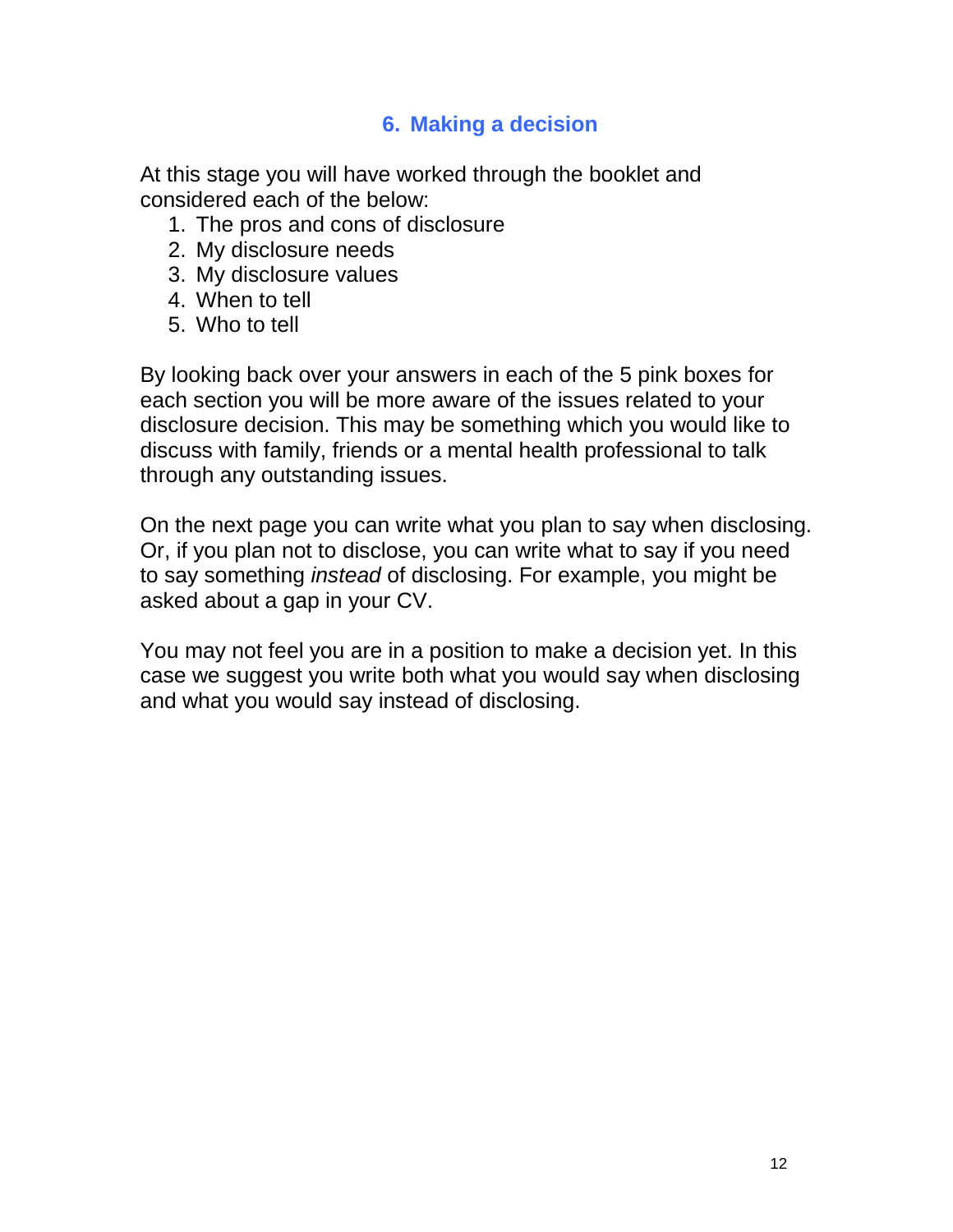## 6. Making a decision

At this stage you will have worked through the booklet and considered each of the below:

1. The pros and cons of disclosure
2. My disclosure needs
3. My disclosure values
4. When to tell
5. Who to tell

By looking back over your answers in each of the 5 pink boxes for each section you will be more aware of the issues related to your disclosure decision. This may be something which you would like to discuss with family, friends or a mental health professional to talk through any outstanding issues.

On the next page you can write what you plan to say when disclosing. Or, if you plan not to disclose, you can write what to say if you need to say something *instead* of disclosing. For example, you might be asked about a gap in your CV.

You may not feel you are in a position to make a decision yet. In this case we suggest you write both what you would say when disclosing and what you would say instead of disclosing.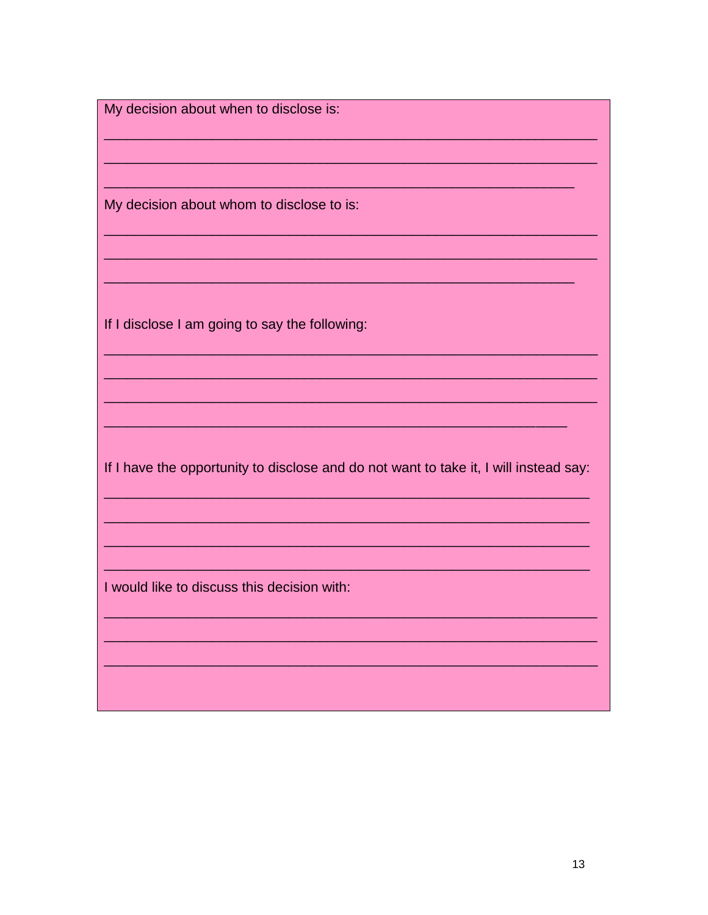My decision about when to disclose is:

______________________________________________________________

______________________________________________________________

___________________________________________________________

My decision about whom to disclose to is:

______________________________________________________________

______________________________________________________________

___________________________________________________________

If I disclose I am going to say the following:

______________________________________________________________

______________________________________________________________

______________________________________________________________

__________________________________________________________

If I have the opportunity to disclose and do not want to take it, I will instead say:

_____________________________________________________________

_____________________________________________________________

_____________________________________________________________

_____________________________________________________________

I would like to discuss this decision with:

______________________________________________________________

______________________________________________________________

______________________________________________________________